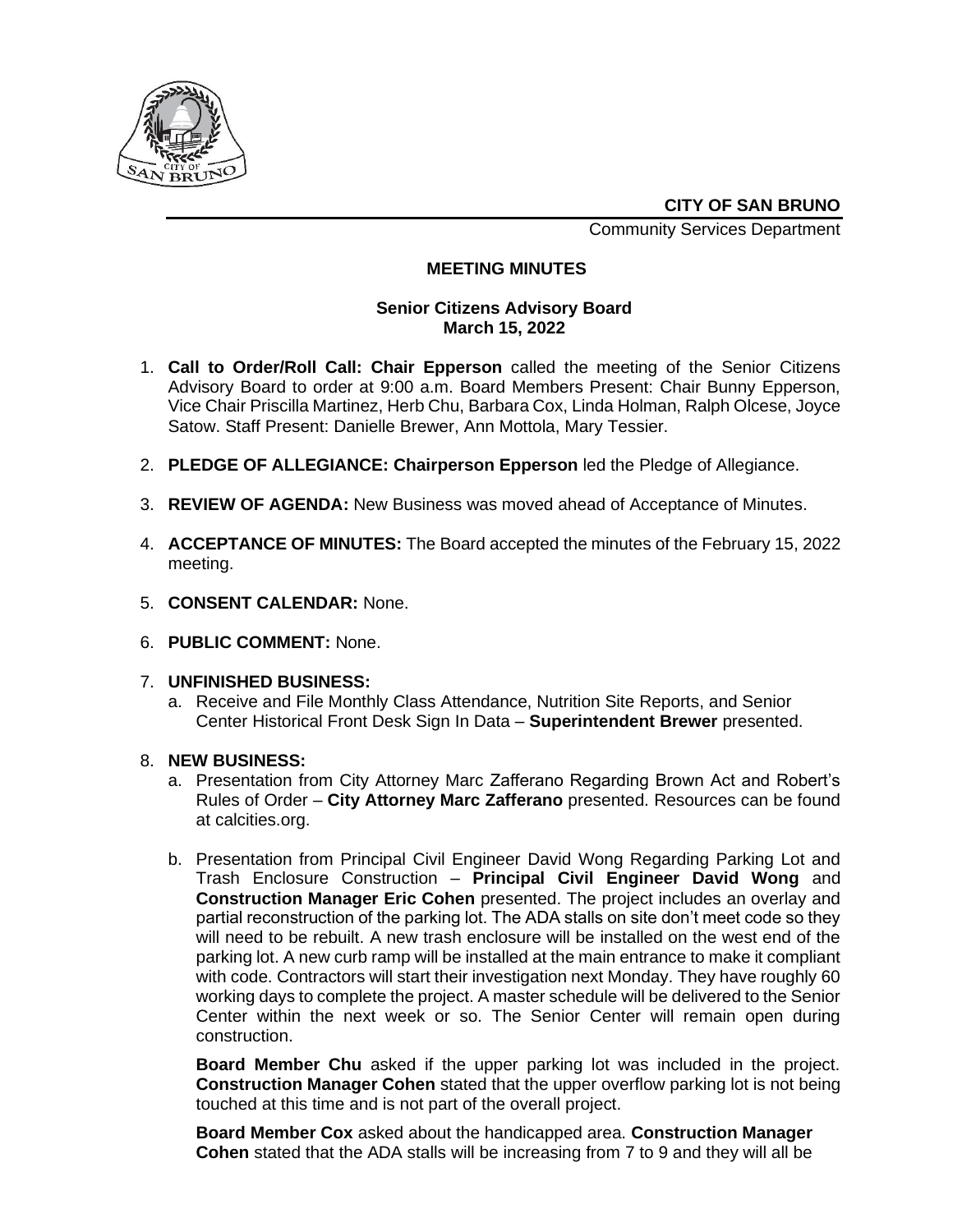**CITY OF SAN BRUNO**

Community Services Department

# MEETING MINUTES

## Senior Citizens Advisory Board
## March 15, 2022

1. **Call to Order/Roll Call: Chair Epperson** called the meeting of the Senior Citizens Advisory Board to order at 9:00 a.m. Board Members Present: Chair Bunny Epperson, Vice Chair Priscilla Martinez, Herb Chu, Barbara Cox, Linda Holman, Ralph Olcese, Joyce Satow. Staff Present: Danielle Brewer, Ann Mottola, Mary Tessier.

2. **PLEDGE OF ALLEGIANCE: Chairperson Epperson** led the Pledge of Allegiance.

3. **REVIEW OF AGENDA:** New Business was moved ahead of Acceptance of Minutes.

4. **ACCEPTANCE OF MINUTES:** The Board accepted the minutes of the February 15, 2022 meeting.

5. **CONSENT CALENDAR:** None.

6. **PUBLIC COMMENT:** None.

7. **UNFINISHED BUSINESS:**
   a. Receive and File Monthly Class Attendance, Nutrition Site Reports, and Senior Center Historical Front Desk Sign In Data – **Superintendent Brewer** presented.

8. **NEW BUSINESS:**
   a. Presentation from City Attorney Marc Zafferano Regarding Brown Act and Robert's Rules of Order – **City Attorney Marc Zafferano** presented. Resources can be found at calcities.org.

   b. Presentation from Principal Civil Engineer David Wong Regarding Parking Lot and Trash Enclosure Construction – **Principal Civil Engineer David Wong** and **Construction Manager Eric Cohen** presented. The project includes an overlay and partial reconstruction of the parking lot. The ADA stalls on site don't meet code so they will need to be rebuilt. A new trash enclosure will be installed on the west end of the parking lot. A new curb ramp will be installed at the main entrance to make it compliant with code. Contractors will start their investigation next Monday. They have roughly 60 working days to complete the project. A master schedule will be delivered to the Senior Center within the next week or so. The Senior Center will remain open during construction.

   **Board Member Chu** asked if the upper parking lot was included in the project. **Construction Manager Cohen** stated that the upper overflow parking lot is not being touched at this time and is not part of the overall project.

   **Board Member Cox** asked about the handicapped area. **Construction Manager Cohen** stated that the ADA stalls will be increasing from 7 to 9 and they will all be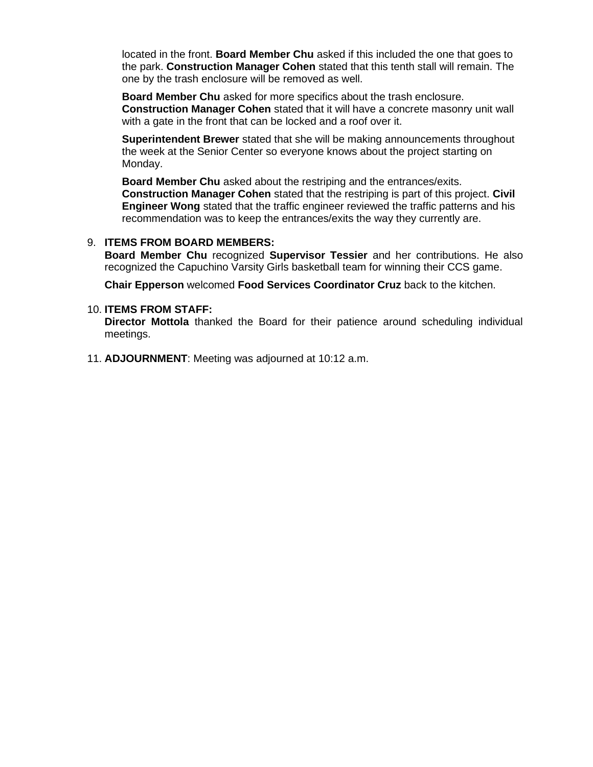located in the front. **Board Member Chu** asked if this included the one that goes to the park. **Construction Manager Cohen** stated that this tenth stall will remain. The one by the trash enclosure will be removed as well.

**Board Member Chu** asked for more specifics about the trash enclosure. **Construction Manager Cohen** stated that it will have a concrete masonry unit wall with a gate in the front that can be locked and a roof over it.

**Superintendent Brewer** stated that she will be making announcements throughout the week at the Senior Center so everyone knows about the project starting on Monday.

**Board Member Chu** asked about the restriping and the entrances/exits. **Construction Manager Cohen** stated that the restriping is part of this project. **Civil Engineer Wong** stated that the traffic engineer reviewed the traffic patterns and his recommendation was to keep the entrances/exits the way they currently are.

9. **ITEMS FROM BOARD MEMBERS:**
   **Board Member Chu** recognized **Supervisor Tessier** and her contributions. He also recognized the Capuchino Varsity Girls basketball team for winning their CCS game.

   **Chair Epperson** welcomed **Food Services Coordinator Cruz** back to the kitchen.

10. **ITEMS FROM STAFF:**
    **Director Mottola** thanked the Board for their patience around scheduling individual meetings.

11. **ADJOURNMENT**: Meeting was adjourned at 10:12 a.m.